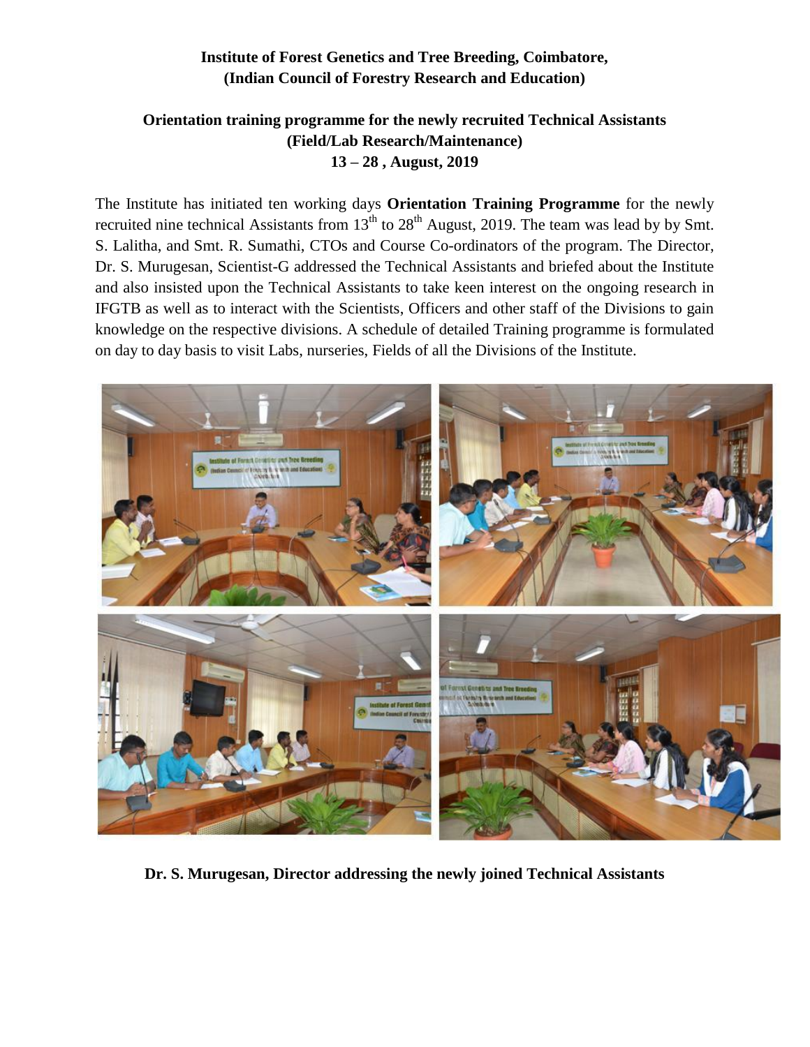**Institute of Forest Genetics and Tree Breeding, Coimbatore,**
**(Indian Council of Forestry Research and Education)**

**Orientation training programme for the newly recruited Technical Assistants (Field/Lab Research/Maintenance)**
**13 – 28 , August, 2019**

The Institute has initiated ten working days **Orientation Training Programme** for the newly recruited nine technical Assistants from 13th to 28th August, 2019. The team was lead by by Smt. S. Lalitha, and Smt. R. Sumathi, CTOs and Course Co-ordinators of the program. The Director, Dr. S. Murugesan, Scientist-G addressed the Technical Assistants and briefed about the Institute and also insisted upon the Technical Assistants to take keen interest on the ongoing research in IFGTB as well as to interact with the Scientists, Officers and other staff of the Divisions to gain knowledge on the respective divisions. A schedule of detailed Training programme is formulated on day to day basis to visit Labs, nurseries, Fields of all the Divisions of the Institute.

**Dr. S. Murugesan, Director addressing the newly joined Technical Assistants**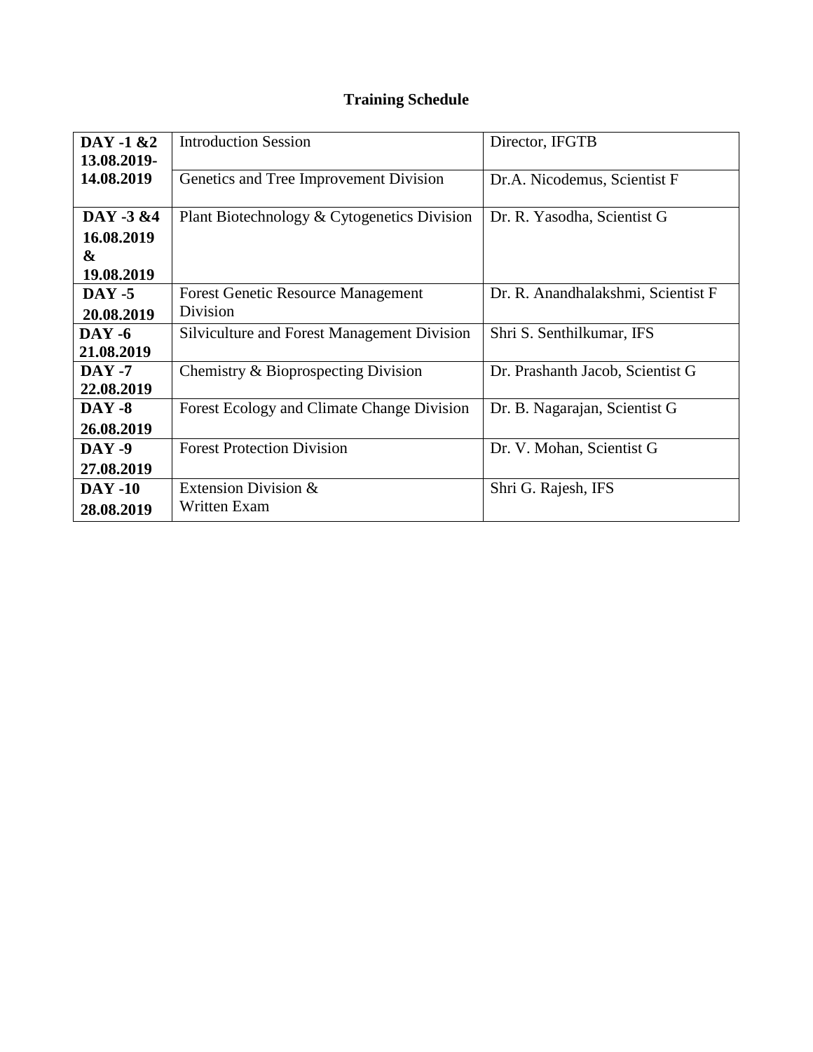**Training Schedule**

| | | |
|---|---|---|
| **DAY -1 &2 13.08.2019-14.08.2019** | Introduction Session | Director, IFGTB |
| | Genetics and Tree Improvement Division | Dr.A. Nicodemus, Scientist F |
| **DAY -3 &4 16.08.2019 & 19.08.2019** | Plant Biotechnology & Cytogenetics Division | Dr. R. Yasodha, Scientist G |
| **DAY -5 20.08.2019** | Forest Genetic Resource Management Division | Dr. R. Anandhalakshmi, Scientist F |
| **DAY -6 21.08.2019** | Silviculture and Forest Management Division | Shri S. Senthilkumar, IFS |
| **DAY -7 22.08.2019** | Chemistry & Bioprospecting Division | Dr. Prashanth Jacob, Scientist G |
| **DAY -8 26.08.2019** | Forest Ecology and Climate Change Division | Dr. B. Nagarajan, Scientist G |
| **DAY -9 27.08.2019** | Forest Protection Division | Dr. V. Mohan, Scientist G |
| **DAY -10 28.08.2019** | Extension Division & Written Exam | Shri G. Rajesh, IFS |